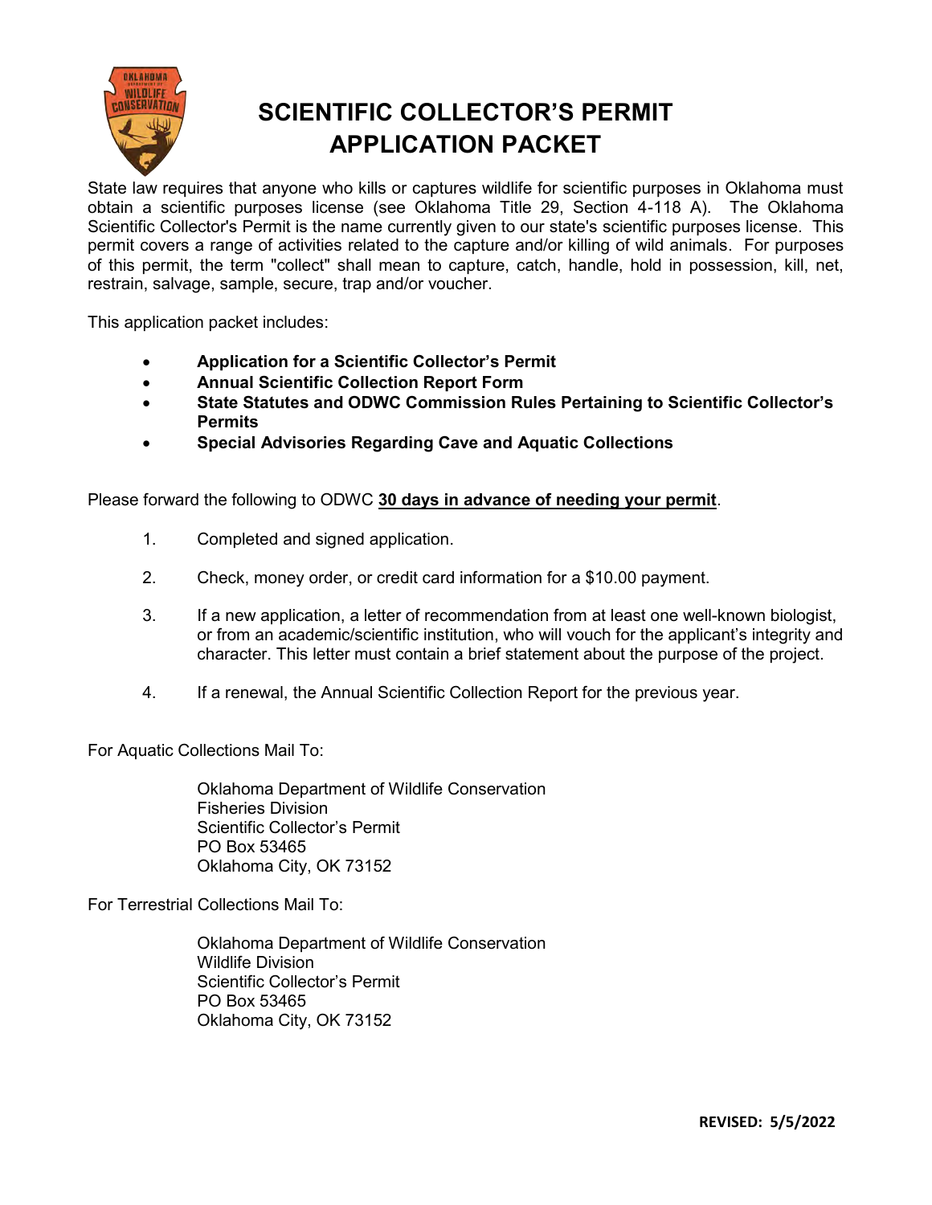# SCIENTIFIC COLLECTOR'S PERMIT APPLICATION PACKET

State law requires that anyone who kills or captures wildlife for scientific purposes in Oklahoma must obtain a scientific purposes license (see Oklahoma Title 29, Section 4-118 A). The Oklahoma Scientific Collector's Permit is the name currently given to our state's scientific purposes license. This permit covers a range of activities related to the capture and/or killing of wild animals. For purposes of this permit, the term "collect" shall mean to capture, catch, handle, hold in possession, kill, net, restrain, salvage, sample, secure, trap and/or voucher.

This application packet includes:

- **Application for a Scientific Collector's Permit**
- **Annual Scientific Collection Report Form**
- **State Statutes and ODWC Commission Rules Pertaining to Scientific Collector's Permits**
- **Special Advisories Regarding Cave and Aquatic Collections**

Please forward the following to ODWC **30 days in advance of needing your permit**.

1. Completed and signed application.
2. Check, money order, or credit card information for a $10.00 payment.
3. If a new application, a letter of recommendation from at least one well-known biologist, or from an academic/scientific institution, who will vouch for the applicant's integrity and character. This letter must contain a brief statement about the purpose of the project.
4. If a renewal, the Annual Scientific Collection Report for the previous year.

For Aquatic Collections Mail To:

Oklahoma Department of Wildlife Conservation
Fisheries Division
Scientific Collector's Permit
PO Box 53465
Oklahoma City, OK 73152

For Terrestrial Collections Mail To:

Oklahoma Department of Wildlife Conservation
Wildlife Division
Scientific Collector's Permit
PO Box 53465
Oklahoma City, OK 73152

**REVISED: 5/5/2022**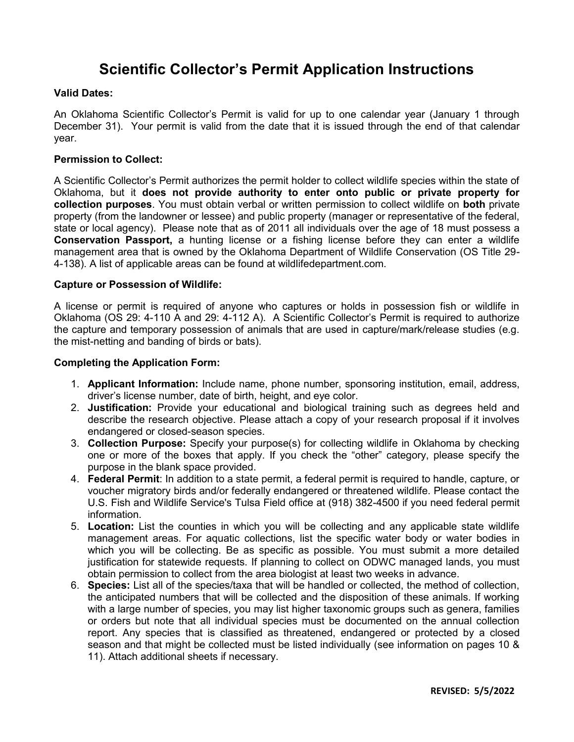# Scientific Collector's Permit Application Instructions

**Valid Dates:**

An Oklahoma Scientific Collector's Permit is valid for up to one calendar year (January 1 through December 31). Your permit is valid from the date that it is issued through the end of that calendar year.

**Permission to Collect:**

A Scientific Collector's Permit authorizes the permit holder to collect wildlife species within the state of Oklahoma, but it **does not provide authority to enter onto public or private property for collection purposes**. You must obtain verbal or written permission to collect wildlife on **both** private property (from the landowner or lessee) and public property (manager or representative of the federal, state or local agency). Please note that as of 2011 all individuals over the age of 18 must possess a **Conservation Passport,** a hunting license or a fishing license before they can enter a wildlife management area that is owned by the Oklahoma Department of Wildlife Conservation (OS Title 29-4-138). A list of applicable areas can be found at wildlifedepartment.com.

**Capture or Possession of Wildlife:**

A license or permit is required of anyone who captures or holds in possession fish or wildlife in Oklahoma (OS 29: 4-110 A and 29: 4-112 A). A Scientific Collector's Permit is required to authorize the capture and temporary possession of animals that are used in capture/mark/release studies (e.g. the mist-netting and banding of birds or bats).

**Completing the Application Form:**

1. **Applicant Information:** Include name, phone number, sponsoring institution, email, address, driver's license number, date of birth, height, and eye color.
2. **Justification:** Provide your educational and biological training such as degrees held and describe the research objective. Please attach a copy of your research proposal if it involves endangered or closed-season species.
3. **Collection Purpose:** Specify your purpose(s) for collecting wildlife in Oklahoma by checking one or more of the boxes that apply. If you check the "other" category, please specify the purpose in the blank space provided.
4. **Federal Permit**: In addition to a state permit, a federal permit is required to handle, capture, or voucher migratory birds and/or federally endangered or threatened wildlife. Please contact the U.S. Fish and Wildlife Service's Tulsa Field office at (918) 382-4500 if you need federal permit information.
5. **Location:** List the counties in which you will be collecting and any applicable state wildlife management areas. For aquatic collections, list the specific water body or water bodies in which you will be collecting. Be as specific as possible. You must submit a more detailed justification for statewide requests. If planning to collect on ODWC managed lands, you must obtain permission to collect from the area biologist at least two weeks in advance.
6. **Species:** List all of the species/taxa that will be handled or collected, the method of collection, the anticipated numbers that will be collected and the disposition of these animals. If working with a large number of species, you may list higher taxonomic groups such as genera, families or orders but note that all individual species must be documented on the annual collection report. Any species that is classified as threatened, endangered or protected by a closed season and that might be collected must be listed individually (see information on pages 10 & 11). Attach additional sheets if necessary.

**REVISED: 5/5/2022**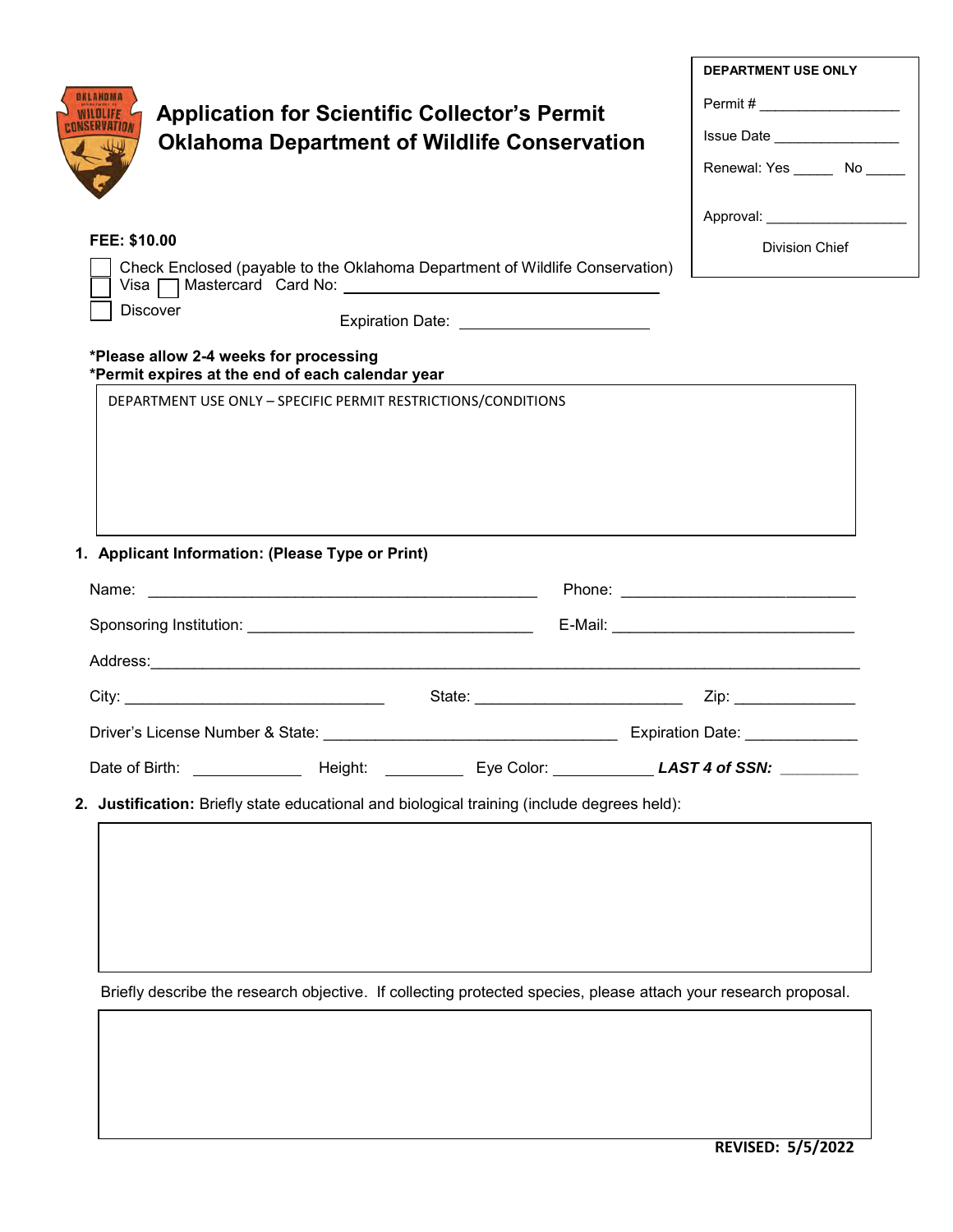# Application for Scientific Collector's Permit
# Oklahoma Department of Wildlife Conservation

**DEPARTMENT USE ONLY**

Permit # _________________

Issue Date _______________

Renewal: Yes _____ No _____

Approval: _________________

Division Chief

**FEE: $10.00**

☐ Check Enclosed (payable to the Oklahoma Department of Wildlife Conservation)
☐ Visa ☐ Mastercard Card No: ______________________________
☐ Discover

Expiration Date: ____________________

***Please allow 2-4 weeks for processing**
***Permit expires at the end of each calendar year**

DEPARTMENT USE ONLY – SPECIFIC PERMIT RESTRICTIONS/CONDITIONS

1. **Applicant Information: (Please Type or Print)**

Name: ______________________________________ Phone: ________________________

Sponsoring Institution: ____________________________ E-Mail: ________________________

Address: ____________________________________________________________________

City: ___________________________ State: _____________________ Zip: ____________

Driver's License Number & State: ______________________________ Expiration Date: ___________

Date of Birth: ___________ Height: ________ Eye Color: __________ ***LAST 4 of SSN:*** ________

2. **Justification:** Briefly state educational and biological training (include degrees held):

Briefly describe the research objective. If collecting protected species, please attach your research proposal.

**REVISED: 5/5/2022**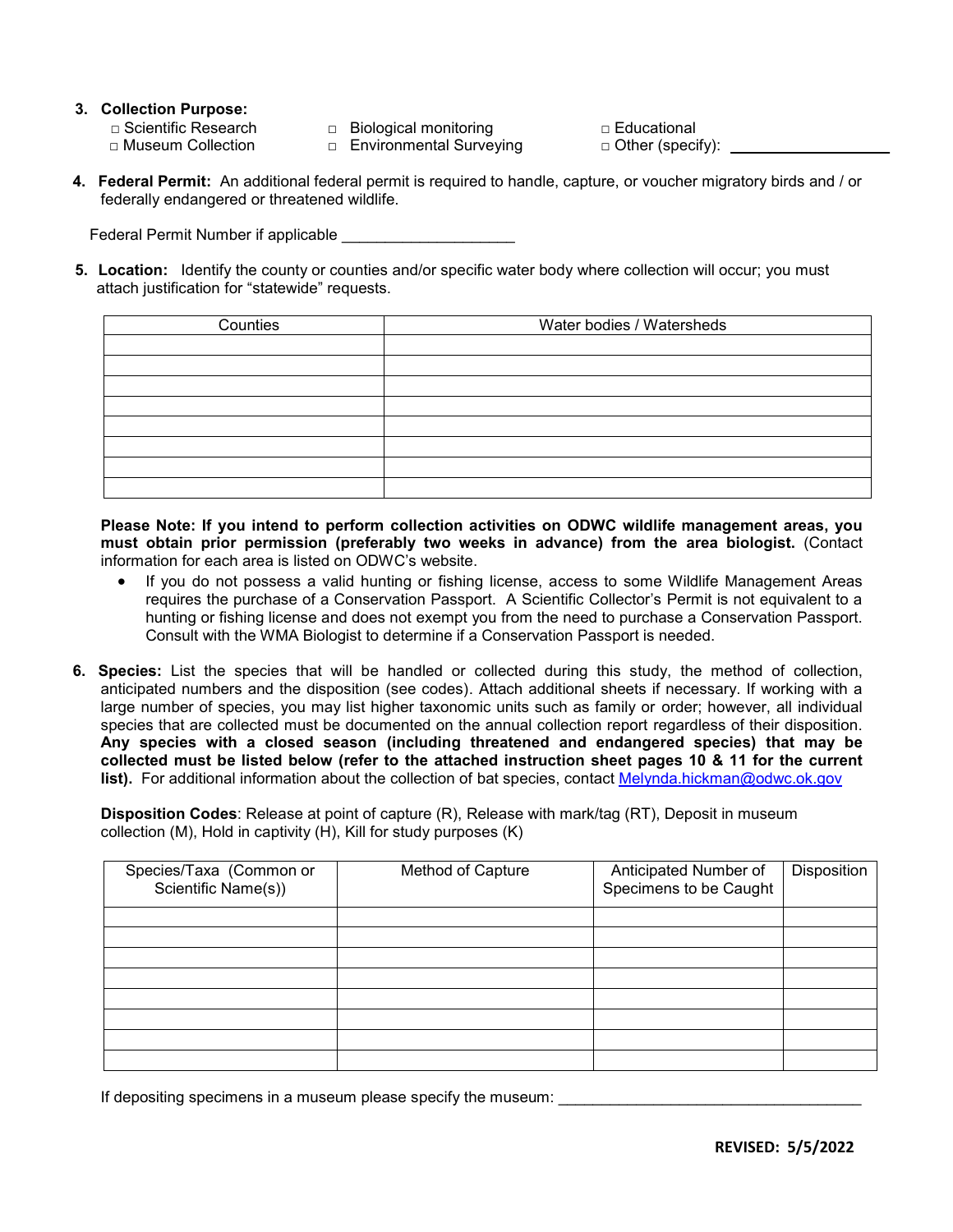3. **Collection Purpose:**

   □ Scientific Research □ Biological monitoring □ Educational

   □ Museum Collection □ Environmental Surveying □ Other (specify): ___________________

4. **Federal Permit:** An additional federal permit is required to handle, capture, or voucher migratory birds and / or federally endangered or threatened wildlife.

   Federal Permit Number if applicable ____________________

5. **Location:** Identify the county or counties and/or specific water body where collection will occur; you must attach justification for "statewide" requests.

| Counties | Water bodies / Watersheds |
|---|---|
| | |
| | |
| | |
| | |
| | |
| | |
| | |
| | |

**Please Note: If you intend to perform collection activities on ODWC wildlife management areas, you must obtain prior permission (preferably two weeks in advance) from the area biologist.** (Contact information for each area is listed on ODWC's website.

- If you do not possess a valid hunting or fishing license, access to some Wildlife Management Areas requires the purchase of a Conservation Passport. A Scientific Collector's Permit is not equivalent to a hunting or fishing license and does not exempt you from the need to purchase a Conservation Passport. Consult with the WMA Biologist to determine if a Conservation Passport is needed.

6. **Species:** List the species that will be handled or collected during this study, the method of collection, anticipated numbers and the disposition (see codes). Attach additional sheets if necessary. If working with a large number of species, you may list higher taxonomic units such as family or order; however, all individual species that are collected must be documented on the annual collection report regardless of their disposition. **Any species with a closed season (including threatened and endangered species) that may be collected must be listed below (refer to the attached instruction sheet pages 10 & 11 for the current list).** For additional information about the collection of bat species, contact Melynda.hickman@odwc.ok.gov

**Disposition Codes**: Release at point of capture (R), Release with mark/tag (RT), Deposit in museum collection (M), Hold in captivity (H), Kill for study purposes (K)

| Species/Taxa (Common or Scientific Name(s)) | Method of Capture | Anticipated Number of Specimens to be Caught | Disposition |
|---|---|---|---|
| | | | |
| | | | |
| | | | |
| | | | |
| | | | |
| | | | |
| | | | |
| | | | |

If depositing specimens in a museum please specify the museum: ___________________________________

**REVISED: 5/5/2022**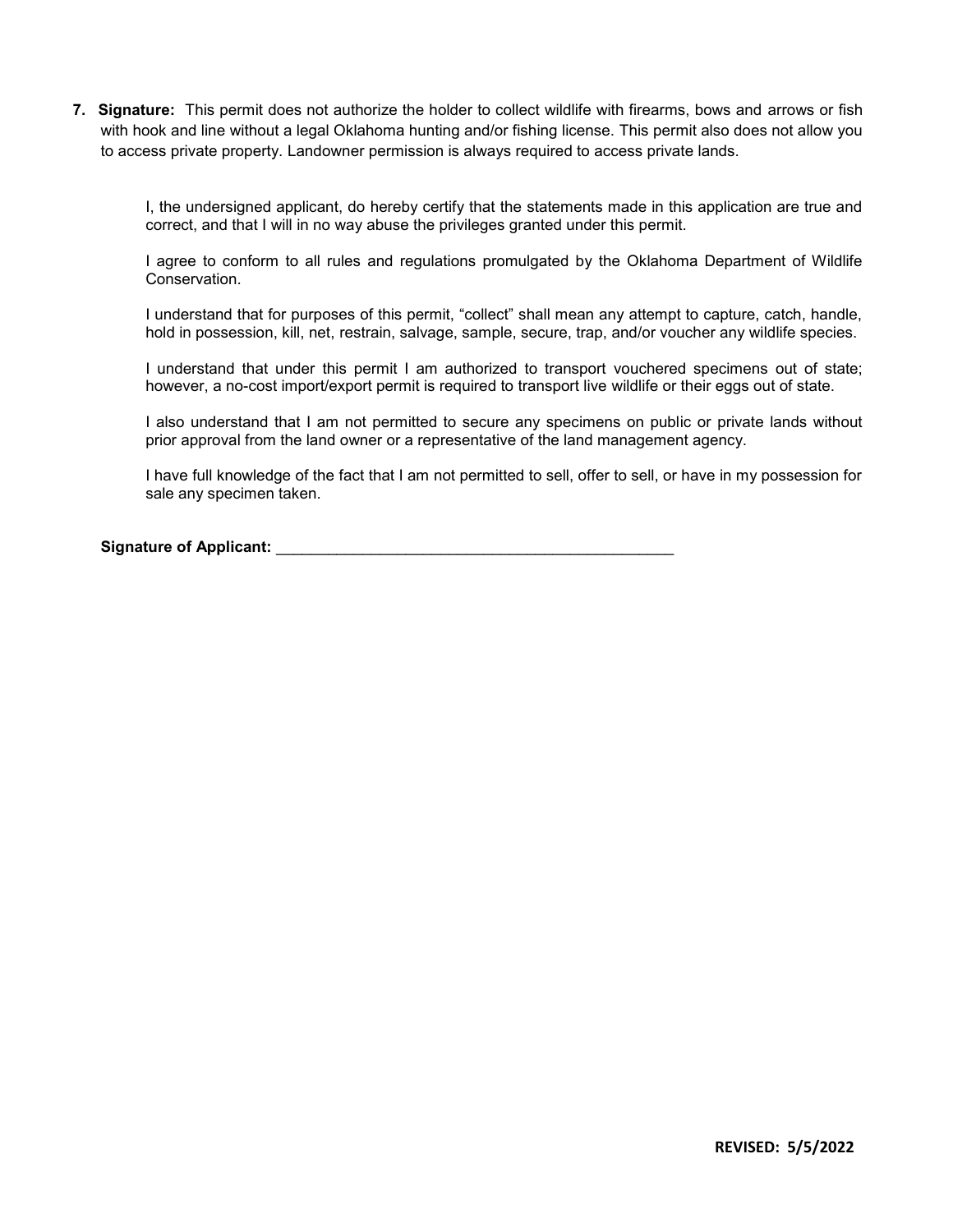7. **Signature:** This permit does not authorize the holder to collect wildlife with firearms, bows and arrows or fish with hook and line without a legal Oklahoma hunting and/or fishing license. This permit also does not allow you to access private property. Landowner permission is always required to access private lands.

   I, the undersigned applicant, do hereby certify that the statements made in this application are true and correct, and that I will in no way abuse the privileges granted under this permit.

   I agree to conform to all rules and regulations promulgated by the Oklahoma Department of Wildlife Conservation.

   I understand that for purposes of this permit, "collect" shall mean any attempt to capture, catch, handle, hold in possession, kill, net, restrain, salvage, sample, secure, trap, and/or voucher any wildlife species.

   I understand that under this permit I am authorized to transport vouchered specimens out of state; however, a no-cost import/export permit is required to transport live wildlife or their eggs out of state.

   I also understand that I am not permitted to secure any specimens on public or private lands without prior approval from the land owner or a representative of the land management agency.

   I have full knowledge of the fact that I am not permitted to sell, offer to sell, or have in my possession for sale any specimen taken.

   **Signature of Applicant:** ________________________________________________

**REVISED: 5/5/2022**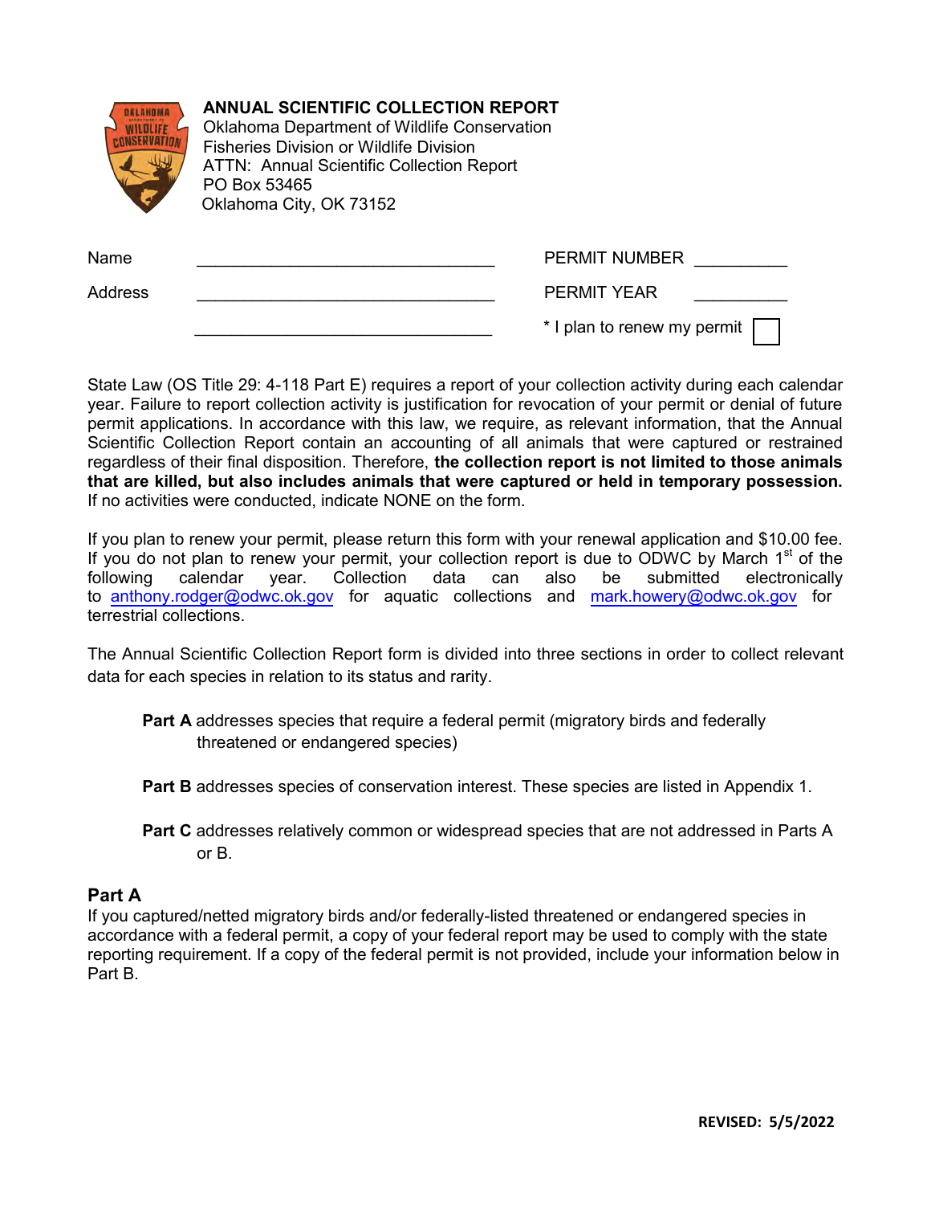**ANNUAL SCIENTIFIC COLLECTION REPORT**
Oklahoma Department of Wildlife Conservation
Fisheries Division or Wildlife Division
ATTN: Annual Scientific Collection Report
PO Box 53465
Oklahoma City, OK 73152

Name ________________________________ PERMIT NUMBER __________

Address ________________________________ PERMIT YEAR __________

________________________________ * I plan to renew my permit ☐

State Law (OS Title 29: 4-118 Part E) requires a report of your collection activity during each calendar year. Failure to report collection activity is justification for revocation of your permit or denial of future permit applications. In accordance with this law, we require, as relevant information, that the Annual Scientific Collection Report contain an accounting of all animals that were captured or restrained regardless of their final disposition. Therefore, **the collection report is not limited to those animals that are killed, but also includes animals that were captured or held in temporary possession.** If no activities were conducted, indicate NONE on the form.

If you plan to renew your permit, please return this form with your renewal application and $10.00 fee. If you do not plan to renew your permit, your collection report is due to ODWC by March 1st of the following calendar year. Collection data can also be submitted electronically to anthony.rodger@odwc.ok.gov for aquatic collections and mark.howery@odwc.ok.gov for terrestrial collections.

The Annual Scientific Collection Report form is divided into three sections in order to collect relevant data for each species in relation to its status and rarity.

**Part A** addresses species that require a federal permit (migratory birds and federally threatened or endangered species)

**Part B** addresses species of conservation interest. These species are listed in Appendix 1.

**Part C** addresses relatively common or widespread species that are not addressed in Parts A or B.

## Part A

If you captured/netted migratory birds and/or federally-listed threatened or endangered species in accordance with a federal permit, a copy of your federal report may be used to comply with the state reporting requirement. If a copy of the federal permit is not provided, include your information below in Part B.

**REVISED: 5/5/2022**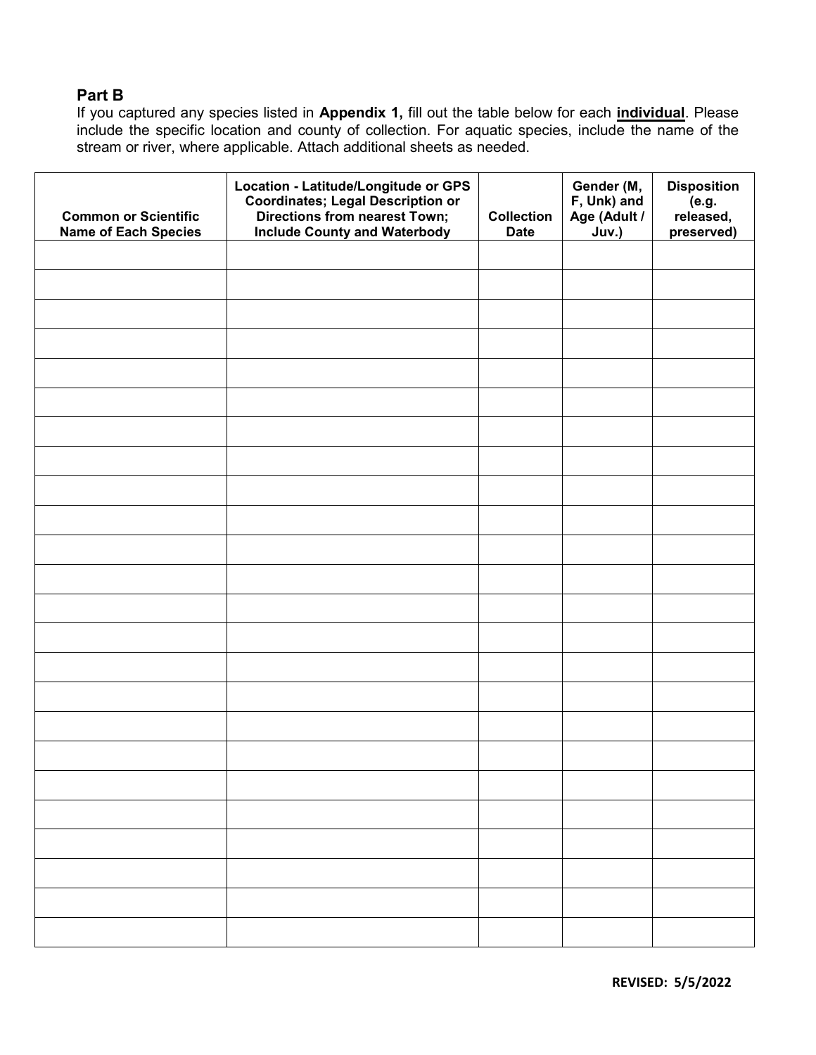## Part B

If you captured any species listed in **Appendix 1,** fill out the table below for each **individual**. Please include the specific location and county of collection. For aquatic species, include the name of the stream or river, where applicable. Attach additional sheets as needed.

| Common or Scientific Name of Each Species | Location - Latitude/Longitude or GPS Coordinates; Legal Description or Directions from nearest Town; Include County and Waterbody | Collection Date | Gender (M, F, Unk) and Age (Adult / Juv.) | Disposition (e.g. released, preserved) |
|---|---|---|---|---|
| | | | | |
| | | | | |
| | | | | |
| | | | | |
| | | | | |
| | | | | |
| | | | | |
| | | | | |
| | | | | |
| | | | | |
| | | | | |
| | | | | |
| | | | | |
| | | | | |
| | | | | |
| | | | | |
| | | | | |
| | | | | |
| | | | | |
| | | | | |
| | | | | |
| | | | | |
| | | | | |
| | | | | |

**REVISED: 5/5/2022**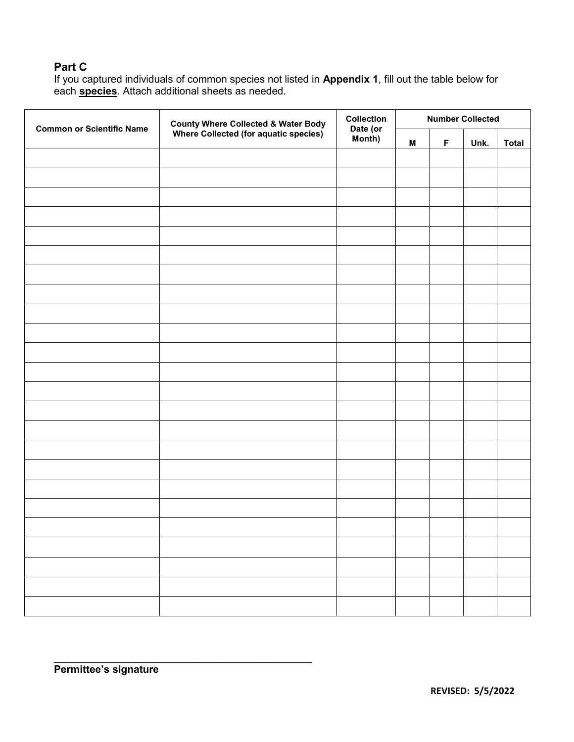## Part C

If you captured individuals of common species not listed in **Appendix 1**, fill out the table below for each **species**. Attach additional sheets as needed.

| Common or Scientific Name | County Where Collected & Water Body Where Collected (for aquatic species) | Collection Date (or Month) | Number Collected | | | |
|---|---|---|---|---|---|---|
| | | | M | F | Unk. | Total |
| | | | | | | |
| | | | | | | |
| | | | | | | |
| | | | | | | |
| | | | | | | |
| | | | | | | |
| | | | | | | |
| | | | | | | |
| | | | | | | |
| | | | | | | |
| | | | | | | |
| | | | | | | |
| | | | | | | |
| | | | | | | |
| | | | | | | |
| | | | | | | |
| | | | | | | |
| | | | | | | |
| | | | | | | |
| | | | | | | |
| | | | | | | |
| | | | | | | |
| | | | | | | |
| | | | | | | |

\_\_\_\_\_\_\_\_\_\_\_\_\_\_\_\_\_\_\_\_\_\_\_\_\_\_\_\_\_\_\_\_\_\_\_\_\_\_\_\_\_\_\_\_

**Permittee's signature**

**REVISED: 5/5/2022**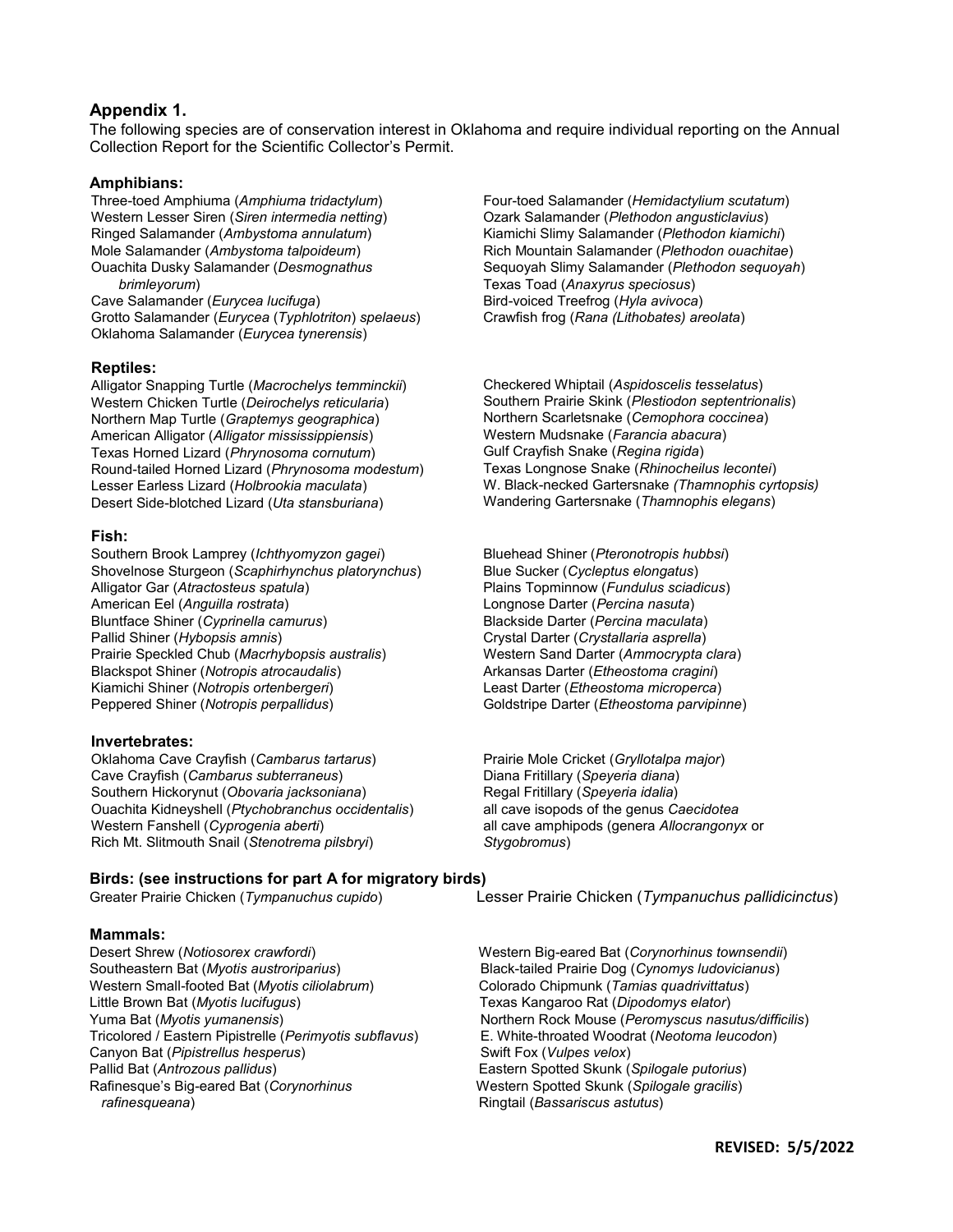## Appendix 1.

The following species are of conservation interest in Oklahoma and require individual reporting on the Annual Collection Report for the Scientific Collector's Permit.

### Amphibians:

Three-toed Amphiuma (*Amphiuma tridactylum*)
Western Lesser Siren (*Siren intermedia netting*)
Ringed Salamander (*Ambystoma annulatum*)
Mole Salamander (*Ambystoma talpoideum*)
Ouachita Dusky Salamander (*Desmognathus brimleyorum*)
Cave Salamander (*Eurycea lucifuga*)
Grotto Salamander (*Eurycea* (*Typhlotriton*) *spelaeus*)
Oklahoma Salamander (*Eurycea tynerensis*)
Four-toed Salamander (*Hemidactylium scutatum*)
Ozark Salamander (*Plethodon angusticlavius*)
Kiamichi Slimy Salamander (*Plethodon kiamichi*)
Rich Mountain Salamander (*Plethodon ouachitae*)
Sequoyah Slimy Salamander (*Plethodon sequoyah*)
Texas Toad (*Anaxyrus speciosus*)
Bird-voiced Treefrog (*Hyla avivoca*)
Crawfish frog (*Rana (Lithobates) areolata*)

### Reptiles:

Alligator Snapping Turtle (*Macrochelys temminckii*)
Western Chicken Turtle (*Deirochelys reticularia*)
Northern Map Turtle (*Graptemys geographica*)
American Alligator (*Alligator mississippiensis*)
Texas Horned Lizard (*Phrynosoma cornutum*)
Round-tailed Horned Lizard (*Phrynosoma modestum*)
Lesser Earless Lizard (*Holbrookia maculata*)
Desert Side-blotched Lizard (*Uta stansburiana*)
Checkered Whiptail (*Aspidoscelis tesselatus*)
Southern Prairie Skink (*Plestiodon septentrionalis*)
Northern Scarletsnake (*Cemophora coccinea*)
Western Mudsnake (*Farancia abacura*)
Gulf Crayfish Snake (*Regina rigida*)
Texas Longnose Snake (*Rhinocheilus lecontei*)
W. Black-necked Gartersnake *(Thamnophis cyrtopsis)*
Wandering Gartersnake (*Thamnophis elegans*)

### Fish:

Southern Brook Lamprey (*Ichthyomyzon gagei*)
Shovelnose Sturgeon (*Scaphirhynchus platorynchus*)
Alligator Gar (*Atractosteus spatula*)
American Eel (*Anguilla rostrata*)
Bluntface Shiner (*Cyprinella camurus*)
Pallid Shiner (*Hybopsis amnis*)
Prairie Speckled Chub (*Macrhybopsis australis*)
Blackspot Shiner (*Notropis atrocaudalis*)
Kiamichi Shiner (*Notropis ortenbergeri*)
Peppered Shiner (*Notropis perpallidus*)
Bluehead Shiner (*Pteronotropis hubbsi*)
Blue Sucker (*Cycleptus elongatus*)
Plains Topminnow (*Fundulus sciadicus*)
Longnose Darter (*Percina nasuta*)
Blackside Darter (*Percina maculata*)
Crystal Darter (*Crystallaria asprella*)
Western Sand Darter (*Ammocrypta clara*)
Arkansas Darter (*Etheostoma cragini*)
Least Darter (*Etheostoma microperca*)
Goldstripe Darter (*Etheostoma parvipinne*)

### Invertebrates:

Oklahoma Cave Crayfish (*Cambarus tartarus*)
Cave Crayfish (*Cambarus subterraneus*)
Southern Hickorynut (*Obovaria jacksoniana*)
Ouachita Kidneyshell (*Ptychobranchus occidentalis*)
Western Fanshell (*Cyprogenia aberti*)
Rich Mt. Slitmouth Snail (*Stenotrema pilsbryi*)
Prairie Mole Cricket (*Gryllotalpa major*)
Diana Fritillary (*Speyeria diana*)
Regal Fritillary (*Speyeria idalia*)
all cave isopods of the genus *Caecidotea*
all cave amphipods (genera *Allocrangonyx* or *Stygobromus*)

### Birds: (see instructions for part A for migratory birds)

Greater Prairie Chicken (*Tympanuchus cupido*)
Lesser Prairie Chicken (*Tympanuchus pallidicinctus*)

### Mammals:

Desert Shrew (*Notiosorex crawfordi*)
Southeastern Bat (*Myotis austroriparius*)
Western Small-footed Bat (*Myotis ciliolabrum*)
Little Brown Bat (*Myotis lucifugus*)
Yuma Bat (*Myotis yumanensis*)
Tricolored / Eastern Pipistrelle (*Perimyotis subflavus*)
Canyon Bat (*Pipistrellus hesperus*)
Pallid Bat (*Antrozous pallidus*)
Rafinesque's Big-eared Bat (*Corynorhinus rafinesqueana*)
Western Big-eared Bat (*Corynorhinus townsendii*)
Black-tailed Prairie Dog (*Cynomys ludovicianus*)
Colorado Chipmunk (*Tamias quadrivittatus*)
Texas Kangaroo Rat (*Dipodomys elator*)
Northern Rock Mouse (*Peromyscus nasutus/difficilis*)
E. White-throated Woodrat (*Neotoma leucodon*)
Swift Fox (*Vulpes velox*)
Eastern Spotted Skunk (*Spilogale putorius*)
Western Spotted Skunk (*Spilogale gracilis*)
Ringtail (*Bassariscus astutus*)

**REVISED: 5/5/2022**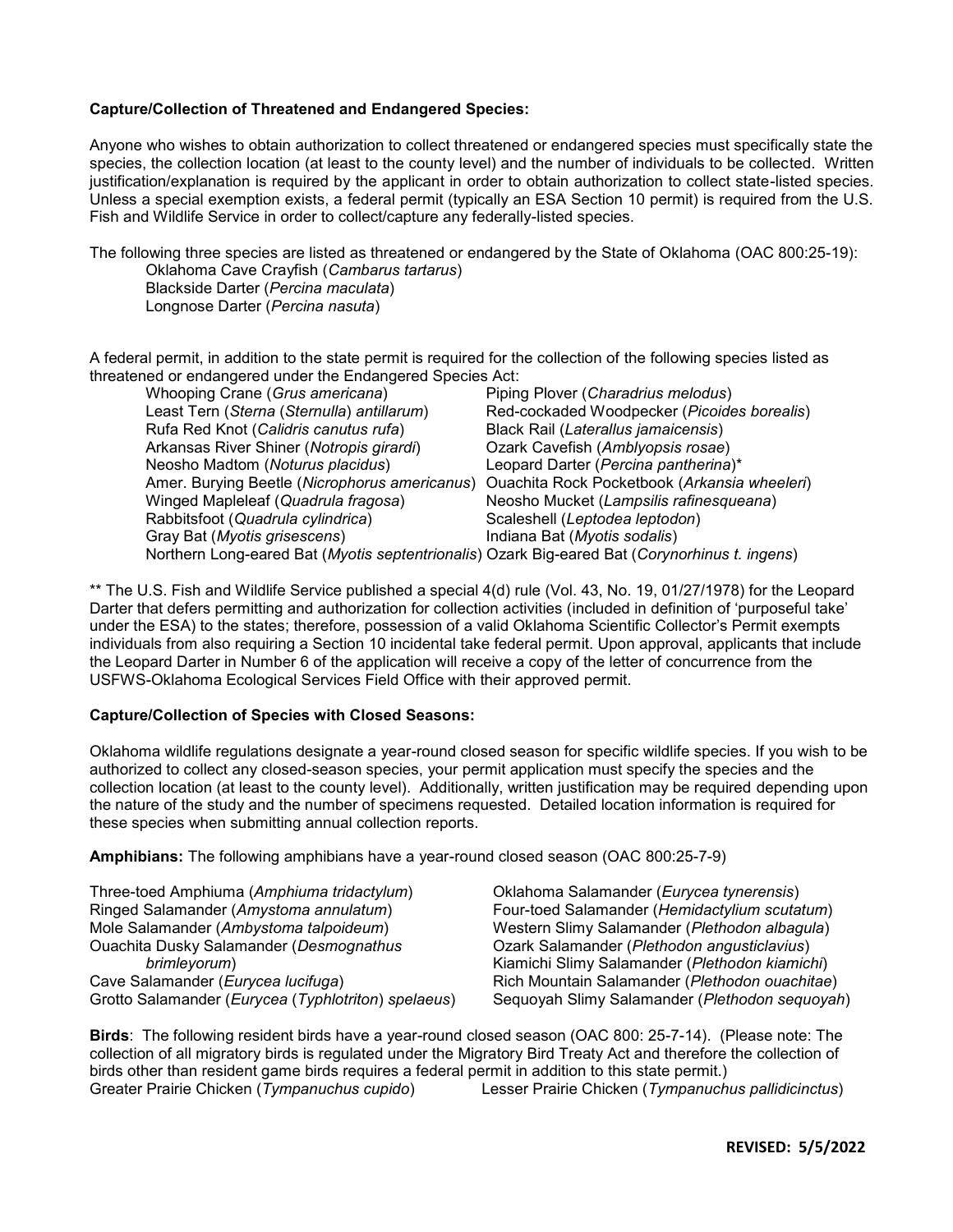**Capture/Collection of Threatened and Endangered Species:**

Anyone who wishes to obtain authorization to collect threatened or endangered species must specifically state the species, the collection location (at least to the county level) and the number of individuals to be collected. Written justification/explanation is required by the applicant in order to obtain authorization to collect state-listed species. Unless a special exemption exists, a federal permit (typically an ESA Section 10 permit) is required from the U.S. Fish and Wildlife Service in order to collect/capture any federally-listed species.

The following three species are listed as threatened or endangered by the State of Oklahoma (OAC 800:25-19):

Oklahoma Cave Crayfish (*Cambarus tartarus*)
Blackside Darter (*Percina maculata*)
Longnose Darter (*Percina nasuta*)

A federal permit, in addition to the state permit is required for the collection of the following species listed as threatened or endangered under the Endangered Species Act:

Whooping Crane (*Grus americana*)
Piping Plover (*Charadrius melodus*)
Least Tern (*Sterna* (*Sternulla*) *antillarum*)
Red-cockaded Woodpecker (*Picoides borealis*)
Rufa Red Knot (*Calidris canutus rufa*)
Black Rail (*Laterallus jamaicensis*)
Arkansas River Shiner (*Notropis girardi*)
Ozark Cavefish (*Amblyopsis rosae*)
Neosho Madtom (*Noturus placidus*)
Leopard Darter (*Percina pantherina*)*
Amer. Burying Beetle (*Nicrophorus americanus*)
Ouachita Rock Pocketbook (*Arkansia wheeleri*)
Winged Mapleleaf (*Quadrula fragosa*)
Neosho Mucket (*Lampsilis rafinesqueana*)
Rabbitsfoot (*Quadrula cylindrica*)
Scaleshell (*Leptodea leptodon*)
Gray Bat (*Myotis grisescens*)
Indiana Bat (*Myotis sodalis*)
Northern Long-eared Bat (*Myotis septentrionalis*)
Ozark Big-eared Bat (*Corynorhinus t. ingens*)

** The U.S. Fish and Wildlife Service published a special 4(d) rule (Vol. 43, No. 19, 01/27/1978) for the Leopard Darter that defers permitting and authorization for collection activities (included in definition of 'purposeful take' under the ESA) to the states; therefore, possession of a valid Oklahoma Scientific Collector's Permit exempts individuals from also requiring a Section 10 incidental take federal permit. Upon approval, applicants that include the Leopard Darter in Number 6 of the application will receive a copy of the letter of concurrence from the USFWS-Oklahoma Ecological Services Field Office with their approved permit.

**Capture/Collection of Species with Closed Seasons:**

Oklahoma wildlife regulations designate a year-round closed season for specific wildlife species. If you wish to be authorized to collect any closed-season species, your permit application must specify the species and the collection location (at least to the county level). Additionally, written justification may be required depending upon the nature of the study and the number of specimens requested. Detailed location information is required for these species when submitting annual collection reports.

**Amphibians:** The following amphibians have a year-round closed season (OAC 800:25-7-9)

Three-toed Amphiuma (*Amphiuma tridactylum*)
Oklahoma Salamander (*Eurycea tynerensis*)
Ringed Salamander (*Amystoma annulatum*)
Four-toed Salamander (*Hemidactylium scutatum*)
Mole Salamander (*Ambystoma talpoideum*)
Western Slimy Salamander (*Plethodon albagula*)
Ouachita Dusky Salamander (*Desmognathus brimleyorum*)
Ozark Salamander (*Plethodon angusticlavius*)
Kiamichi Slimy Salamander (*Plethodon kiamichi*)
Cave Salamander (*Eurycea lucifuga*)
Rich Mountain Salamander (*Plethodon ouachitae*)
Grotto Salamander (*Eurycea* (*Typhlotriton*) *spelaeus*)
Sequoyah Slimy Salamander (*Plethodon sequoyah*)

**Birds**: The following resident birds have a year-round closed season (OAC 800: 25-7-14). (Please note: The collection of all migratory birds is regulated under the Migratory Bird Treaty Act and therefore the collection of birds other than resident game birds requires a federal permit in addition to this state permit.)

Greater Prairie Chicken (*Tympanuchus cupido*)
Lesser Prairie Chicken (*Tympanuchus pallidicinctus*)

**REVISED: 5/5/2022**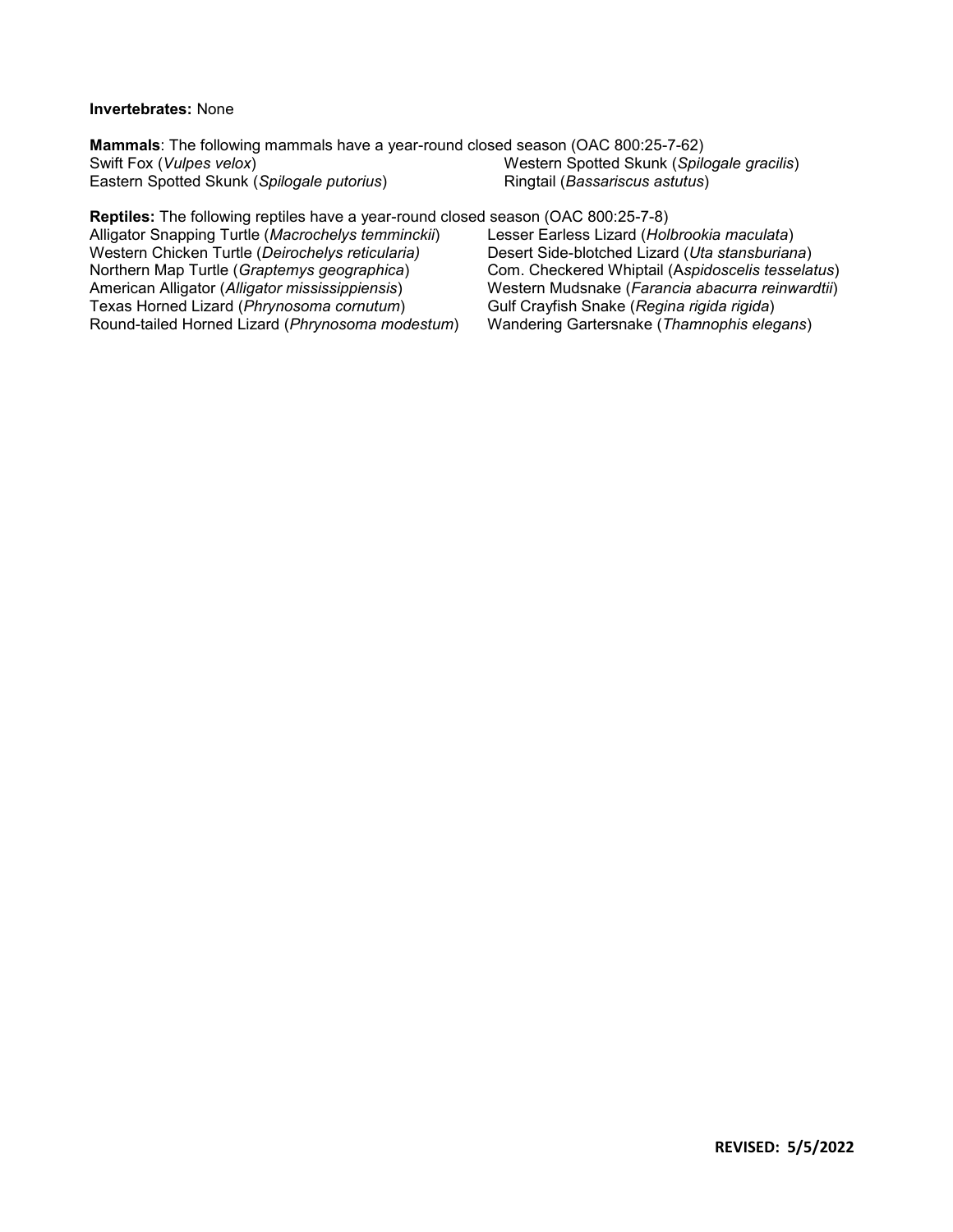**Invertebrates:** None

**Mammals**: The following mammals have a year-round closed season (OAC 800:25-7-62)

Swift Fox (*Vulpes velox*)
Eastern Spotted Skunk (*Spilogale putorius*)
Western Spotted Skunk (*Spilogale gracilis*)
Ringtail (*Bassariscus astutus*)

**Reptiles:** The following reptiles have a year-round closed season (OAC 800:25-7-8)

Alligator Snapping Turtle (*Macrochelys temminckii*)
Western Chicken Turtle (*Deirochelys reticularia)*
Northern Map Turtle (*Graptemys geographica*)
American Alligator (*Alligator mississippiensis*)
Texas Horned Lizard (*Phrynosoma cornutum*)
Round-tailed Horned Lizard (*Phrynosoma modestum*)
Lesser Earless Lizard (*Holbrookia maculata*)
Desert Side-blotched Lizard (*Uta stansburiana*)
Com. Checkered Whiptail (A*spidoscelis tesselatus*)
Western Mudsnake (*Farancia abacurra reinwardtii*)
Gulf Crayfish Snake (*Regina rigida rigida*)
Wandering Gartersnake (*Thamnophis elegans*)

**REVISED: 5/5/2022**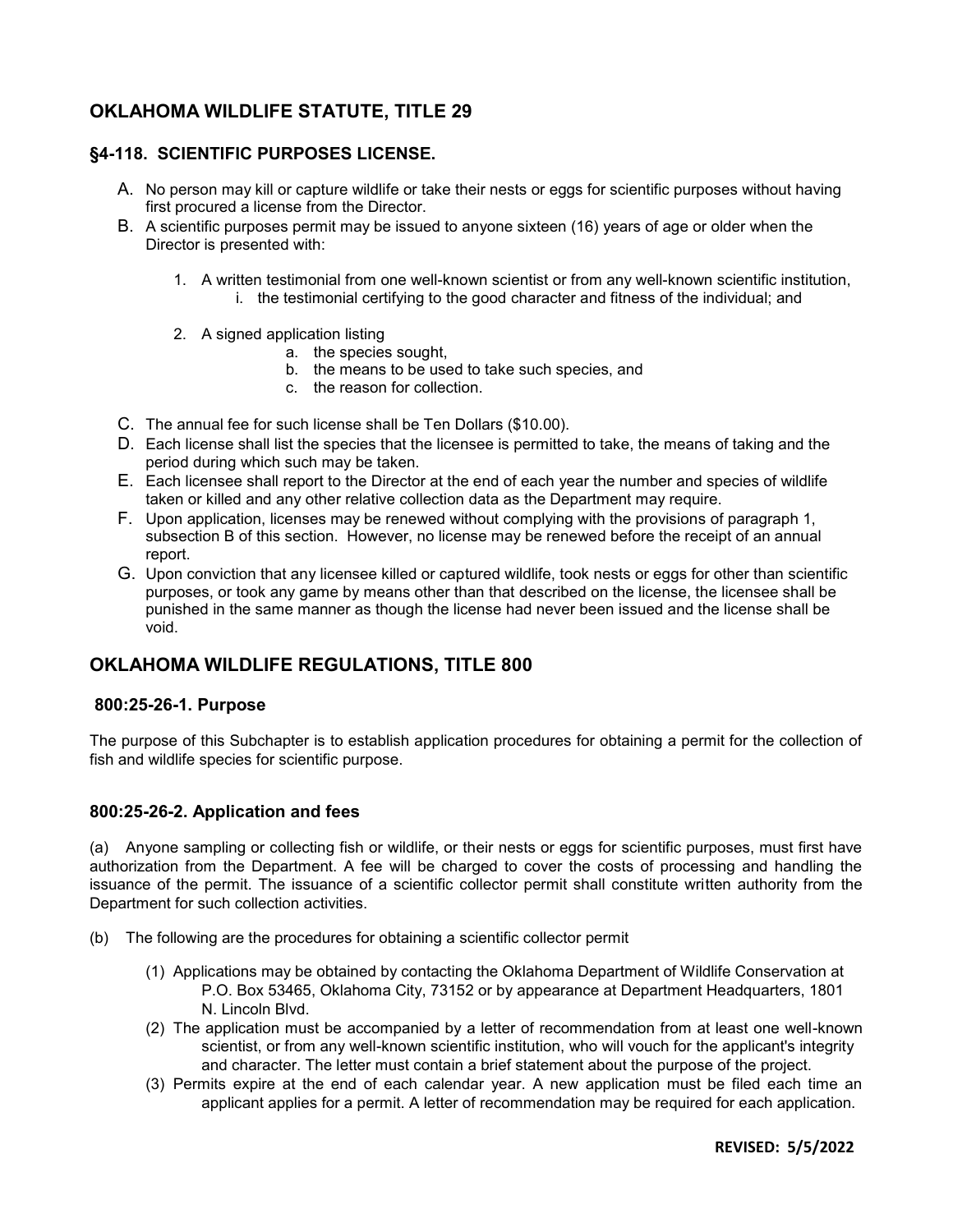## OKLAHOMA WILDLIFE STATUTE, TITLE 29

### §4-118. SCIENTIFIC PURPOSES LICENSE.

A. No person may kill or capture wildlife or take their nests or eggs for scientific purposes without having first procured a license from the Director.

B. A scientific purposes permit may be issued to anyone sixteen (16) years of age or older when the Director is presented with:

   1. A written testimonial from one well-known scientist or from any well-known scientific institution,
      i. the testimonial certifying to the good character and fitness of the individual; and

   2. A signed application listing
      a. the species sought,
      b. the means to be used to take such species, and
      c. the reason for collection.

C. The annual fee for such license shall be Ten Dollars ($10.00).

D. Each license shall list the species that the licensee is permitted to take, the means of taking and the period during which such may be taken.

E. Each licensee shall report to the Director at the end of each year the number and species of wildlife taken or killed and any other relative collection data as the Department may require.

F. Upon application, licenses may be renewed without complying with the provisions of paragraph 1, subsection B of this section. However, no license may be renewed before the receipt of an annual report.

G. Upon conviction that any licensee killed or captured wildlife, took nests or eggs for other than scientific purposes, or took any game by means other than that described on the license, the licensee shall be punished in the same manner as though the license had never been issued and the license shall be void.

## OKLAHOMA WILDLIFE REGULATIONS, TITLE 800

### 800:25-26-1. Purpose

The purpose of this Subchapter is to establish application procedures for obtaining a permit for the collection of fish and wildlife species for scientific purpose.

### 800:25-26-2. Application and fees

(a) Anyone sampling or collecting fish or wildlife, or their nests or eggs for scientific purposes, must first have authorization from the Department. A fee will be charged to cover the costs of processing and handling the issuance of the permit. The issuance of a scientific collector permit shall constitute written authority from the Department for such collection activities.

(b) The following are the procedures for obtaining a scientific collector permit

   (1) Applications may be obtained by contacting the Oklahoma Department of Wildlife Conservation at P.O. Box 53465, Oklahoma City, 73152 or by appearance at Department Headquarters, 1801 N. Lincoln Blvd.

   (2) The application must be accompanied by a letter of recommendation from at least one well-known scientist, or from any well-known scientific institution, who will vouch for the applicant's integrity and character. The letter must contain a brief statement about the purpose of the project.

   (3) Permits expire at the end of each calendar year. A new application must be filed each time an applicant applies for a permit. A letter of recommendation may be required for each application.

**REVISED: 5/5/2022**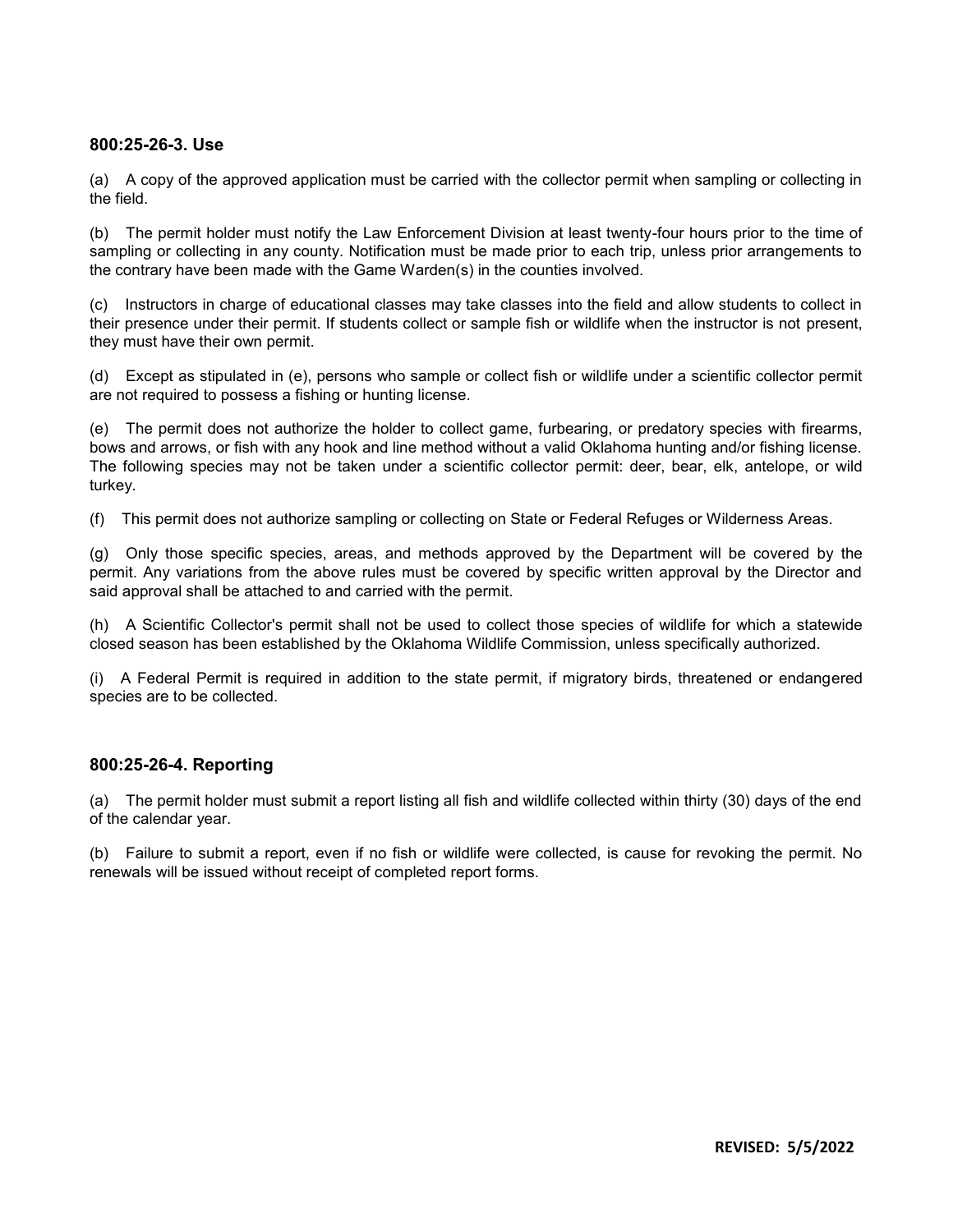### 800:25-26-3. Use

(a) A copy of the approved application must be carried with the collector permit when sampling or collecting in the field.

(b) The permit holder must notify the Law Enforcement Division at least twenty-four hours prior to the time of sampling or collecting in any county. Notification must be made prior to each trip, unless prior arrangements to the contrary have been made with the Game Warden(s) in the counties involved.

(c) Instructors in charge of educational classes may take classes into the field and allow students to collect in their presence under their permit. If students collect or sample fish or wildlife when the instructor is not present, they must have their own permit.

(d) Except as stipulated in (e), persons who sample or collect fish or wildlife under a scientific collector permit are not required to possess a fishing or hunting license.

(e) The permit does not authorize the holder to collect game, furbearing, or predatory species with firearms, bows and arrows, or fish with any hook and line method without a valid Oklahoma hunting and/or fishing license. The following species may not be taken under a scientific collector permit: deer, bear, elk, antelope, or wild turkey.

(f) This permit does not authorize sampling or collecting on State or Federal Refuges or Wilderness Areas.

(g) Only those specific species, areas, and methods approved by the Department will be covered by the permit. Any variations from the above rules must be covered by specific written approval by the Director and said approval shall be attached to and carried with the permit.

(h) A Scientific Collector's permit shall not be used to collect those species of wildlife for which a statewide closed season has been established by the Oklahoma Wildlife Commission, unless specifically authorized.

(i) A Federal Permit is required in addition to the state permit, if migratory birds, threatened or endangered species are to be collected.

### 800:25-26-4. Reporting

(a) The permit holder must submit a report listing all fish and wildlife collected within thirty (30) days of the end of the calendar year.

(b) Failure to submit a report, even if no fish or wildlife were collected, is cause for revoking the permit. No renewals will be issued without receipt of completed report forms.

**REVISED: 5/5/2022**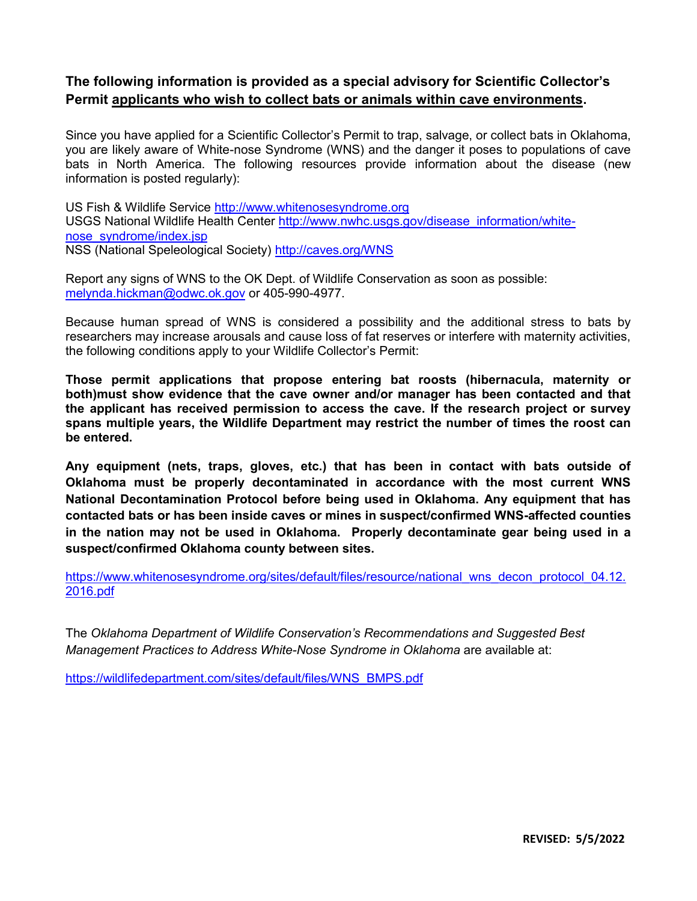**The following information is provided as a special advisory for Scientific Collector's Permit applicants who wish to collect bats or animals within cave environments.**

Since you have applied for a Scientific Collector's Permit to trap, salvage, or collect bats in Oklahoma, you are likely aware of White-nose Syndrome (WNS) and the danger it poses to populations of cave bats in North America. The following resources provide information about the disease (new information is posted regularly):

US Fish & Wildlife Service http://www.whitenosesyndrome.org
USGS National Wildlife Health Center http://www.nwhc.usgs.gov/disease_information/white-nose_syndrome/index.jsp
NSS (National Speleological Society) http://caves.org/WNS

Report any signs of WNS to the OK Dept. of Wildlife Conservation as soon as possible: melynda.hickman@odwc.ok.gov or 405-990-4977.

Because human spread of WNS is considered a possibility and the additional stress to bats by researchers may increase arousals and cause loss of fat reserves or interfere with maternity activities, the following conditions apply to your Wildlife Collector's Permit:

**Those permit applications that propose entering bat roosts (hibernacula, maternity or both)must show evidence that the cave owner and/or manager has been contacted and that the applicant has received permission to access the cave. If the research project or survey spans multiple years, the Wildlife Department may restrict the number of times the roost can be entered.**

**Any equipment (nets, traps, gloves, etc.) that has been in contact with bats outside of Oklahoma must be properly decontaminated in accordance with the most current WNS National Decontamination Protocol before being used in Oklahoma. Any equipment that has contacted bats or has been inside caves or mines in suspect/confirmed WNS-affected counties in the nation may not be used in Oklahoma. Properly decontaminate gear being used in a suspect/confirmed Oklahoma county between sites.**

https://www.whitenosesyndrome.org/sites/default/files/resource/national_wns_decon_protocol_04.12.2016.pdf

The *Oklahoma Department of Wildlife Conservation's Recommendations and Suggested Best Management Practices to Address White-Nose Syndrome in Oklahoma* are available at:

https://wildlifedepartment.com/sites/default/files/WNS_BMPS.pdf

**REVISED: 5/5/2022**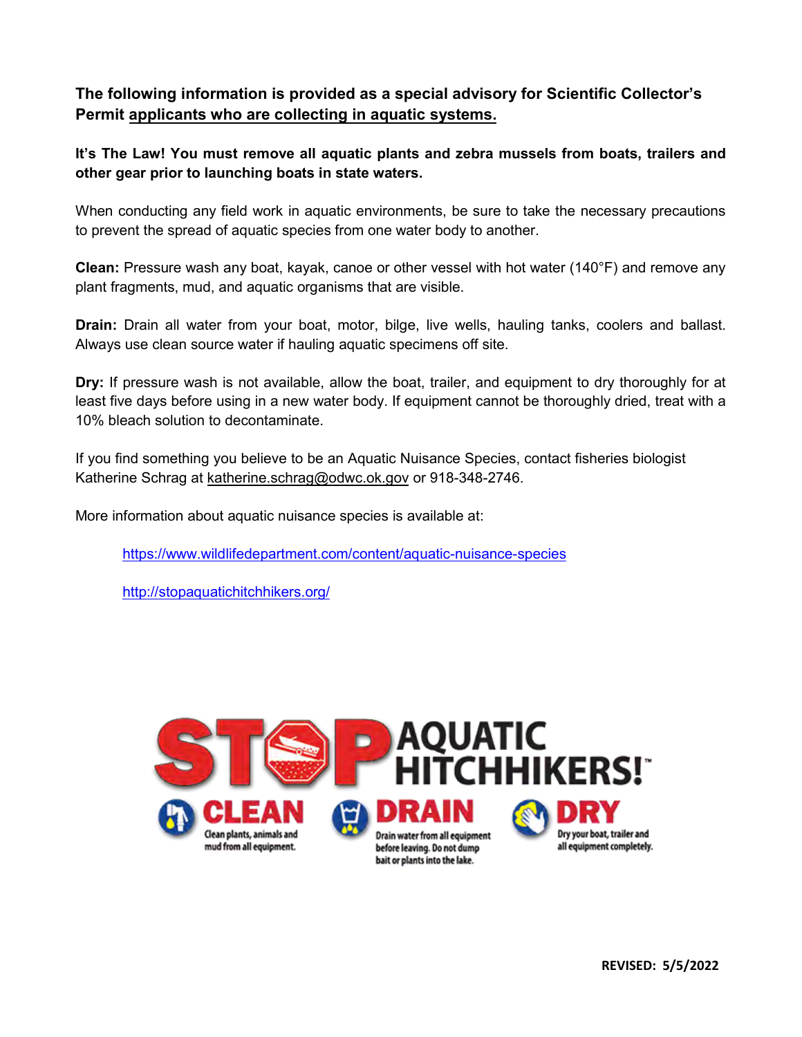**The following information is provided as a special advisory for Scientific Collector's Permit applicants who are collecting in aquatic systems.**

**It's The Law! You must remove all aquatic plants and zebra mussels from boats, trailers and other gear prior to launching boats in state waters.**

When conducting any field work in aquatic environments, be sure to take the necessary precautions to prevent the spread of aquatic species from one water body to another.

**Clean:** Pressure wash any boat, kayak, canoe or other vessel with hot water (140°F) and remove any plant fragments, mud, and aquatic organisms that are visible.

**Drain:** Drain all water from your boat, motor, bilge, live wells, hauling tanks, coolers and ballast. Always use clean source water if hauling aquatic specimens off site.

**Dry:** If pressure wash is not available, allow the boat, trailer, and equipment to dry thoroughly for at least five days before using in a new water body. If equipment cannot be thoroughly dried, treat with a 10% bleach solution to decontaminate.

If you find something you believe to be an Aquatic Nuisance Species, contact fisheries biologist Katherine Schrag at katherine.schrag@odwc.ok.gov or 918-348-2746.

More information about aquatic nuisance species is available at:

https://www.wildlifedepartment.com/content/aquatic-nuisance-species

http://stopaquatichitchhikers.org/

STOP AQUATIC HITCHHIKERS!™

**CLEAN** Clean plants, animals and mud from all equipment.

**DRAIN** Drain water from all equipment before leaving. Do not dump bait or plants into the lake.

**DRY** Dry your boat, trailer and all equipment completely.

**REVISED: 5/5/2022**